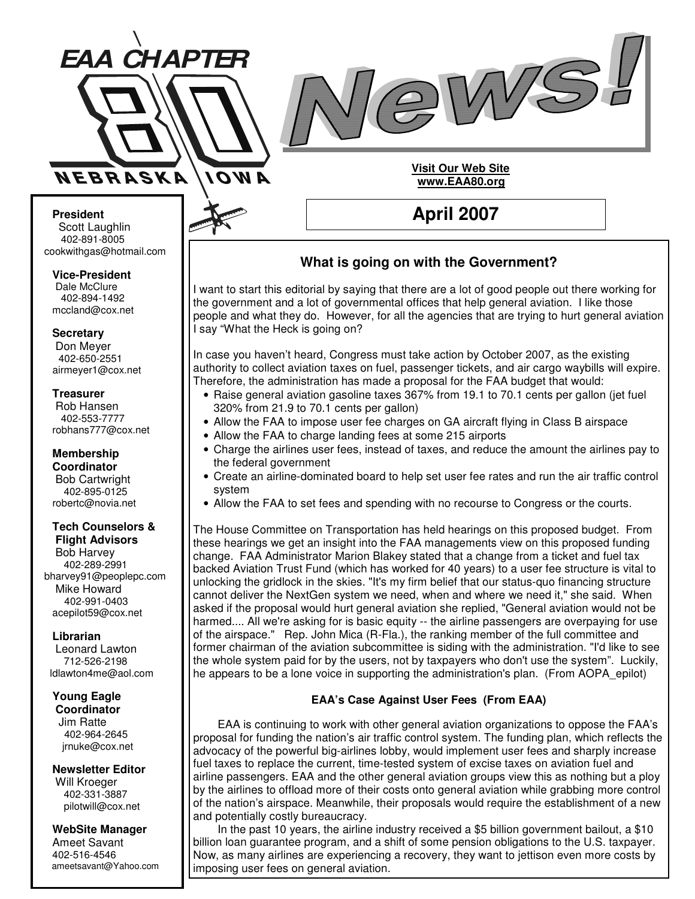# EAA CHAPTER 80 NEBRASKA IOWA News!

**Visit Our Web Site**
**www.EAA80.org**

## April 2007

**President**
Scott Laughlin
402-891-8005
cookwithgas@hotmail.com

**Vice-President**
Dale McClure
402-894-1492
mccland@cox.net

**Secretary**
Don Meyer
402-650-2551
airmeyer1@cox.net

**Treasurer**
Rob Hansen
402-553-7777
robhans777@cox.net

**Membership Coordinator**
Bob Cartwright
402-895-0125
robertc@novia.net

**Tech Counselors & Flight Advisors**
Bob Harvey
402-289-2991
bharvey91@peoplepc.com
Mike Howard
402-991-0403
acepilot59@cox.net

**Librarian**
Leonard Lawton
712-526-2198
ldlawton4me@aol.com

**Young Eagle Coordinator**
Jim Ratte
402-964-2645
jrnuke@cox.net

**Newsletter Editor**
Will Kroeger
402-331-3887
pilotwill@cox.net

**WebSite Manager**
Ameet Savant
402-516-4546
ameetsavant@Yahoo.com

### What is going on with the Government?

I want to start this editorial by saying that there are a lot of good people out there working for the government and a lot of governmental offices that help general aviation. I like those people and what they do. However, for all the agencies that are trying to hurt general aviation I say "What the Heck is going on?

In case you haven't heard, Congress must take action by October 2007, as the existing authority to collect aviation taxes on fuel, passenger tickets, and air cargo waybills will expire. Therefore, the administration has made a proposal for the FAA budget that would:

- Raise general aviation gasoline taxes 367% from 19.1 to 70.1 cents per gallon (jet fuel 320% from 21.9 to 70.1 cents per gallon)
- Allow the FAA to impose user fee charges on GA aircraft flying in Class B airspace
- Allow the FAA to charge landing fees at some 215 airports
- Charge the airlines user fees, instead of taxes, and reduce the amount the airlines pay to the federal government
- Create an airline-dominated board to help set user fee rates and run the air traffic control system
- Allow the FAA to set fees and spending with no recourse to Congress or the courts.

The House Committee on Transportation has held hearings on this proposed budget. From these hearings we get an insight into the FAA managements view on this proposed funding change. FAA Administrator Marion Blakey stated that a change from a ticket and fuel tax backed Aviation Trust Fund (which has worked for 40 years) to a user fee structure is vital to unlocking the gridlock in the skies. "It's my firm belief that our status-quo financing structure cannot deliver the NextGen system we need, when and where we need it," she said. When asked if the proposal would hurt general aviation she replied, "General aviation would not be harmed.... All we're asking for is basic equity -- the airline passengers are overpaying for use of the airspace." Rep. John Mica (R-Fla.), the ranking member of the full committee and former chairman of the aviation subcommittee is siding with the administration. "I'd like to see the whole system paid for by the users, not by taxpayers who don't use the system". Luckily, he appears to be a lone voice in supporting the administration's plan. (From AOPA_epilot)

#### EAA's Case Against User Fees (From EAA)

EAA is continuing to work with other general aviation organizations to oppose the FAA's proposal for funding the nation's air traffic control system. The funding plan, which reflects the advocacy of the powerful big-airlines lobby, would implement user fees and sharply increase fuel taxes to replace the current, time-tested system of excise taxes on aviation fuel and airline passengers. EAA and the other general aviation groups view this as nothing but a ploy by the airlines to offload more of their costs onto general aviation while grabbing more control of the nation's airspace. Meanwhile, their proposals would require the establishment of a new and potentially costly bureaucracy.

In the past 10 years, the airline industry received a $5 billion government bailout, a $10 billion loan guarantee program, and a shift of some pension obligations to the U.S. taxpayer. Now, as many airlines are experiencing a recovery, they want to jettison even more costs by imposing user fees on general aviation.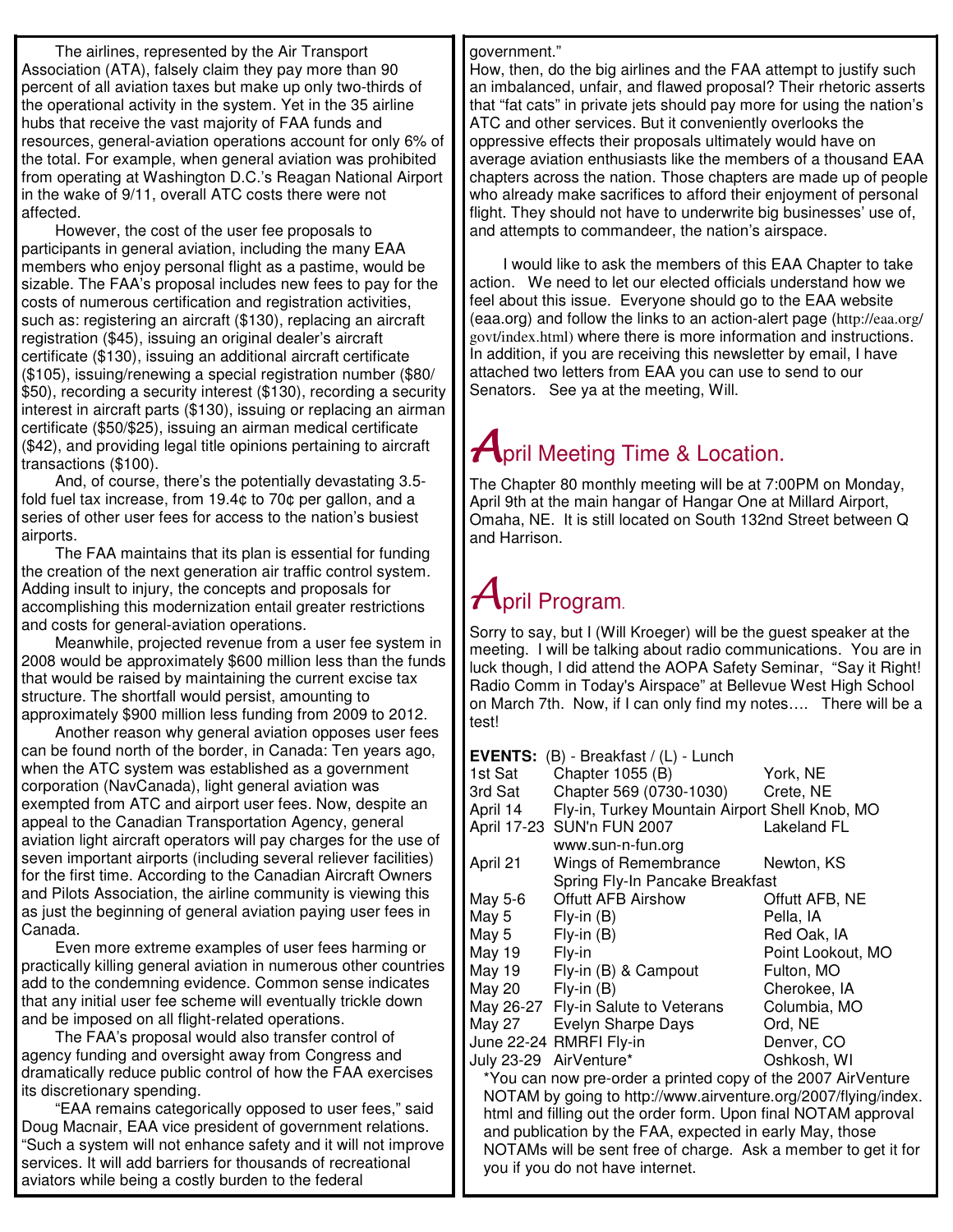The airlines, represented by the Air Transport Association (ATA), falsely claim they pay more than 90 percent of all aviation taxes but make up only two-thirds of the operational activity in the system. Yet in the 35 airline hubs that receive the vast majority of FAA funds and resources, general-aviation operations account for only 6% of the total. For example, when general aviation was prohibited from operating at Washington D.C.'s Reagan National Airport in the wake of 9/11, overall ATC costs there were not affected.

However, the cost of the user fee proposals to participants in general aviation, including the many EAA members who enjoy personal flight as a pastime, would be sizable. The FAA's proposal includes new fees to pay for the costs of numerous certification and registration activities, such as: registering an aircraft ($130), replacing an aircraft registration ($45), issuing an original dealer's aircraft certificate ($130), issuing an additional aircraft certificate ($105), issuing/renewing a special registration number ($80/$50), recording a security interest ($130), recording a security interest in aircraft parts ($130), issuing or replacing an airman certificate ($50/$25), issuing an airman medical certificate ($42), and providing legal title opinions pertaining to aircraft transactions ($100).

And, of course, there's the potentially devastating 3.5-fold fuel tax increase, from 19.4¢ to 70¢ per gallon, and a series of other user fees for access to the nation's busiest airports.

The FAA maintains that its plan is essential for funding the creation of the next generation air traffic control system. Adding insult to injury, the concepts and proposals for accomplishing this modernization entail greater restrictions and costs for general-aviation operations.

Meanwhile, projected revenue from a user fee system in 2008 would be approximately $600 million less than the funds that would be raised by maintaining the current excise tax structure. The shortfall would persist, amounting to approximately $900 million less funding from 2009 to 2012.

Another reason why general aviation opposes user fees can be found north of the border, in Canada: Ten years ago, when the ATC system was established as a government corporation (NavCanada), light general aviation was exempted from ATC and airport user fees. Now, despite an appeal to the Canadian Transportation Agency, general aviation light aircraft operators will pay charges for the use of seven important airports (including several reliever facilities) for the first time. According to the Canadian Aircraft Owners and Pilots Association, the airline community is viewing this as just the beginning of general aviation paying user fees in Canada.

Even more extreme examples of user fees harming or practically killing general aviation in numerous other countries add to the condemning evidence. Common sense indicates that any initial user fee scheme will eventually trickle down and be imposed on all flight-related operations.

The FAA's proposal would also transfer control of agency funding and oversight away from Congress and dramatically reduce public control of how the FAA exercises its discretionary spending.

"EAA remains categorically opposed to user fees," said Doug Macnair, EAA vice president of government relations. "Such a system will not enhance safety and it will not improve services. It will add barriers for thousands of recreational aviators while being a costly burden to the federal government."

How, then, do the big airlines and the FAA attempt to justify such an imbalanced, unfair, and flawed proposal? Their rhetoric asserts that "fat cats" in private jets should pay more for using the nation's ATC and other services. But it conveniently overlooks the oppressive effects their proposals ultimately would have on average aviation enthusiasts like the members of a thousand EAA chapters across the nation. Those chapters are made up of people who already make sacrifices to afford their enjoyment of personal flight. They should not have to underwrite big businesses' use of, and attempts to commandeer, the nation's airspace.

I would like to ask the members of this EAA Chapter to take action. We need to let our elected officials understand how we feel about this issue. Everyone should go to the EAA website (eaa.org) and follow the links to an action-alert page (http://eaa.org/govt/index.html) where there is more information and instructions. In addition, if you are receiving this newsletter by email, I have attached two letters from EAA you can use to send to our Senators. See ya at the meeting, Will.

## April Meeting Time & Location.

The Chapter 80 monthly meeting will be at 7:00PM on Monday, April 9th at the main hangar of Hangar One at Millard Airport, Omaha, NE. It is still located on South 132nd Street between Q and Harrison.

## April Program.

Sorry to say, but I (Will Kroeger) will be the guest speaker at the meeting. I will be talking about radio communications. You are in luck though, I did attend the AOPA Safety Seminar, "Say it Right! Radio Comm in Today's Airspace" at Bellevue West High School on March 7th. Now, if I can only find my notes…. There will be a test!

**EVENTS:** (B) - Breakfast / (L) - Lunch

| | | |
|---|---|---|
| 1st Sat | Chapter 1055 (B) | York, NE |
| 3rd Sat | Chapter 569 (0730-1030) | Crete, NE |
| April 14 | Fly-in, Turkey Mountain Airport | Shell Knob, MO |
| April 17-23 | SUN'n FUN 2007 www.sun-n-fun.org | Lakeland FL |
| April 21 | Wings of Remembrance Spring Fly-In Pancake Breakfast | Newton, KS |
| May 5-6 | Offutt AFB Airshow | Offutt AFB, NE |
| May 5 | Fly-in (B) | Pella, IA |
| May 5 | Fly-in (B) | Red Oak, IA |
| May 19 | Fly-in | Point Lookout, MO |
| May 19 | Fly-in (B) & Campout | Fulton, MO |
| May 20 | Fly-in (B) | Cherokee, IA |
| May 26-27 | Fly-in Salute to Veterans | Columbia, MO |
| May 27 | Evelyn Sharpe Days | Ord, NE |
| June 22-24 | RMRFI Fly-in | Denver, CO |
| July 23-29 | AirVenture* | Oshkosh, WI |

*You can now pre-order a printed copy of the 2007 AirVenture NOTAM by going to http://www.airventure.org/2007/flying/index.html and filling out the order form. Upon final NOTAM approval and publication by the FAA, expected in early May, those NOTAMs will be sent free of charge. Ask a member to get it for you if you do not have internet.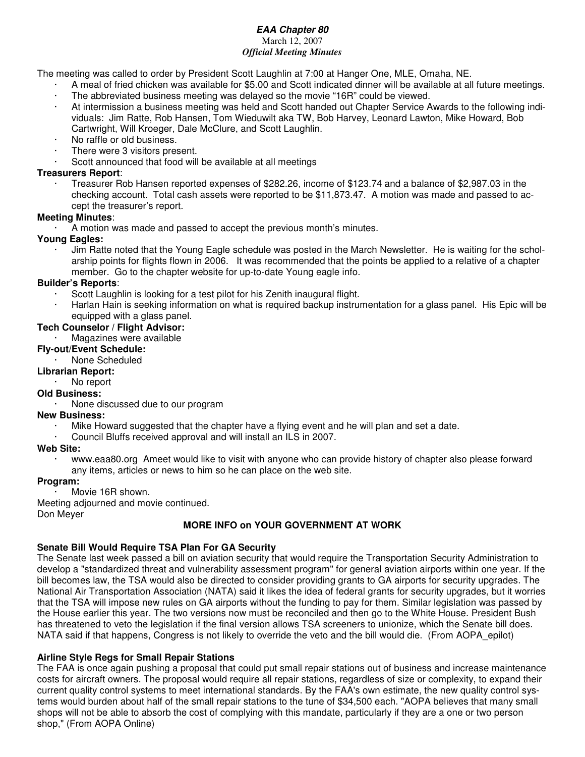***EAA Chapter 80***

March 12, 2007

***Official Meeting Minutes***

The meeting was called to order by President Scott Laughlin at 7:00 at Hanger One, MLE, Omaha, NE.

- A meal of fried chicken was available for $5.00 and Scott indicated dinner will be available at all future meetings.
- The abbreviated business meeting was delayed so the movie "16R" could be viewed.
- At intermission a business meeting was held and Scott handed out Chapter Service Awards to the following individuals: Jim Ratte, Rob Hansen, Tom Wieduwilt aka TW, Bob Harvey, Leonard Lawton, Mike Howard, Bob Cartwright, Will Kroeger, Dale McClure, and Scott Laughlin.
- No raffle or old business.
- There were 3 visitors present.
- Scott announced that food will be available at all meetings

**Treasurers Report**:

- Treasurer Rob Hansen reported expenses of $282.26, income of $123.74 and a balance of $2,987.03 in the checking account. Total cash assets were reported to be $11,873.47. A motion was made and passed to accept the treasurer's report.

**Meeting Minutes**:

- A motion was made and passed to accept the previous month's minutes.

**Young Eagles:**

- Jim Ratte noted that the Young Eagle schedule was posted in the March Newsletter. He is waiting for the scholarship points for flights flown in 2006. It was recommended that the points be applied to a relative of a chapter member. Go to the chapter website for up-to-date Young eagle info.

**Builder's Reports**:

- Scott Laughlin is looking for a test pilot for his Zenith inaugural flight.
- Harlan Hain is seeking information on what is required backup instrumentation for a glass panel. His Epic will be equipped with a glass panel.

**Tech Counselor / Flight Advisor:**

- Magazines were available

**Fly-out/Event Schedule:**

- None Scheduled

**Librarian Report:**

- No report

**Old Business:**

- None discussed due to our program

**New Business:**

- Mike Howard suggested that the chapter have a flying event and he will plan and set a date.
- Council Bluffs received approval and will install an ILS in 2007.

**Web Site:**

- www.eaa80.org Ameet would like to visit with anyone who can provide history of chapter also please forward any items, articles or news to him so he can place on the web site.

**Program:**

- Movie 16R shown.

Meeting adjourned and movie continued.

Don Meyer

## MORE INFO on YOUR GOVERNMENT AT WORK

### Senate Bill Would Require TSA Plan For GA Security

The Senate last week passed a bill on aviation security that would require the Transportation Security Administration to develop a "standardized threat and vulnerability assessment program" for general aviation airports within one year. If the bill becomes law, the TSA would also be directed to consider providing grants to GA airports for security upgrades. The National Air Transportation Association (NATA) said it likes the idea of federal grants for security upgrades, but it worries that the TSA will impose new rules on GA airports without the funding to pay for them. Similar legislation was passed by the House earlier this year. The two versions now must be reconciled and then go to the White House. President Bush has threatened to veto the legislation if the final version allows TSA screeners to unionize, which the Senate bill does. NATA said if that happens, Congress is not likely to override the veto and the bill would die. (From AOPA_epilot)

### Airline Style Regs for Small Repair Stations

The FAA is once again pushing a proposal that could put small repair stations out of business and increase maintenance costs for aircraft owners. The proposal would require all repair stations, regardless of size or complexity, to expand their current quality control systems to meet international standards. By the FAA's own estimate, the new quality control systems would burden about half of the small repair stations to the tune of $34,500 each. "AOPA believes that many small shops will not be able to absorb the cost of complying with this mandate, particularly if they are a one or two person shop," (From AOPA Online)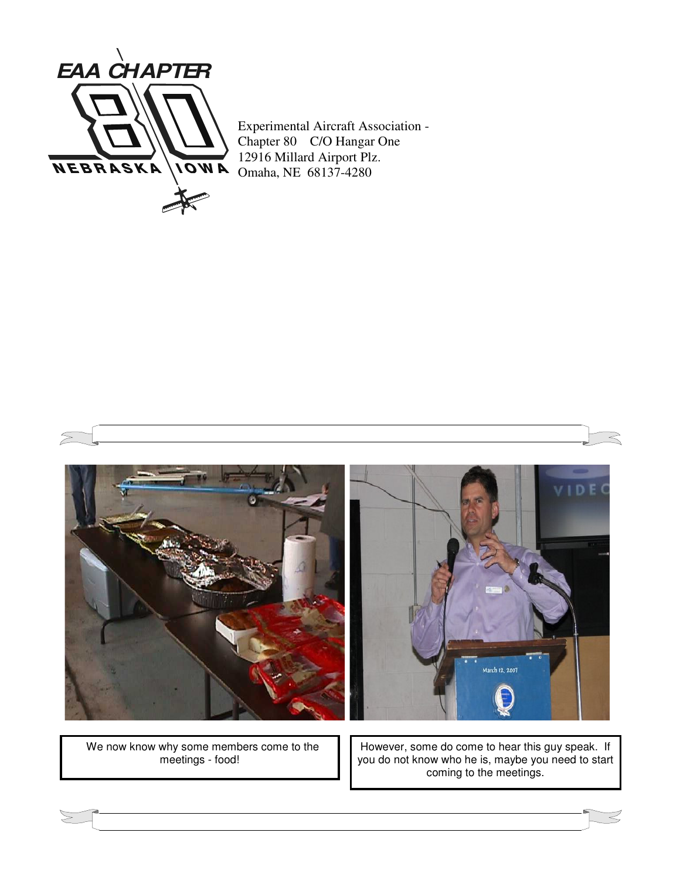EAA CHAPTER 80 NEBRASKA IOWA

Experimental Aircraft Association -
Chapter 80 C/O Hangar One
12916 Millard Airport Plz.
Omaha, NE 68137-4280

We now know why some members come to the meetings - food!

However, some do come to hear this guy speak. If you do not know who he is, maybe you need to start coming to the meetings.